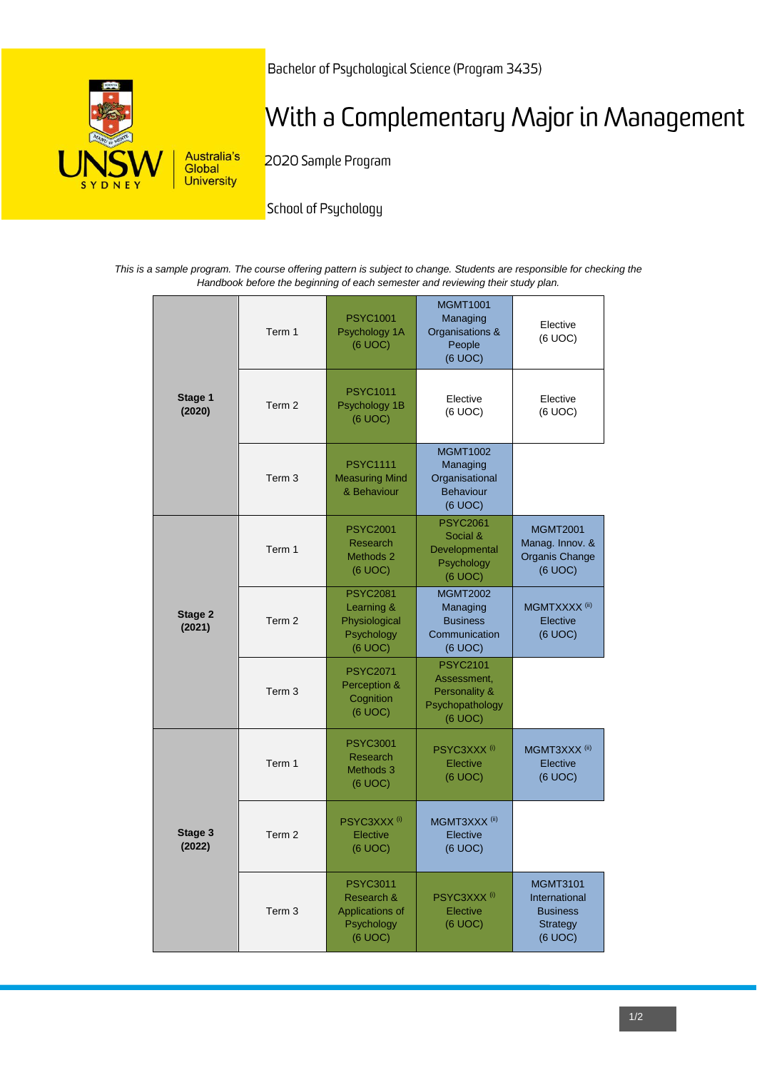Bachelor of Psychological Science (Program 3435)

# With a Complementary Major in Management

2020 Sample Program

School of Psychology

*This is a sample program. The course offering pattern is subject to change. Students are responsible for checking the Handbook before the beginning of each semester and reviewing their study plan.*

| Stage | Term | | | |
|---|---|---|---|---|
| **Stage 1 (2020)** | Term 1 | PSYC1001 Psychology 1A (6 UOC) | MGMT1001 Managing Organisations & People (6 UOC) | Elective (6 UOC) |
| | Term 2 | PSYC1011 Psychology 1B (6 UOC) | Elective (6 UOC) | Elective (6 UOC) |
| | Term 3 | PSYC1111 Measuring Mind & Behaviour | MGMT1002 Managing Organisational Behaviour (6 UOC) | |
| **Stage 2 (2021)** | Term 1 | PSYC2001 Research Methods 2 (6 UOC) | PSYC2061 Social & Developmental Psychology (6 UOC) | MGMT2001 Manag. Innov. & Organis Change (6 UOC) |
| | Term 2 | PSYC2081 Learning & Physiological Psychology (6 UOC) | MGMT2002 Managing Business Communication (6 UOC) | MGMTXXXX (ii) Elective (6 UOC) |
| | Term 3 | PSYC2071 Perception & Cognition (6 UOC) | PSYC2101 Assessment, Personality & Psychopathology (6 UOC) | |
| **Stage 3 (2022)** | Term 1 | PSYC3001 Research Methods 3 (6 UOC) | PSYC3XXX (i) Elective (6 UOC) | MGMT3XXX (iii) Elective (6 UOC) |
| | Term 2 | PSYC3XXX (i) Elective (6 UOC) | MGMT3XXX (iii) Elective (6 UOC) | |
| | Term 3 | PSYC3011 Research & Applications of Psychology (6 UOC) | PSYC3XXX (i) Elective (6 UOC) | MGMT3101 International Business Strategy (6 UOC) |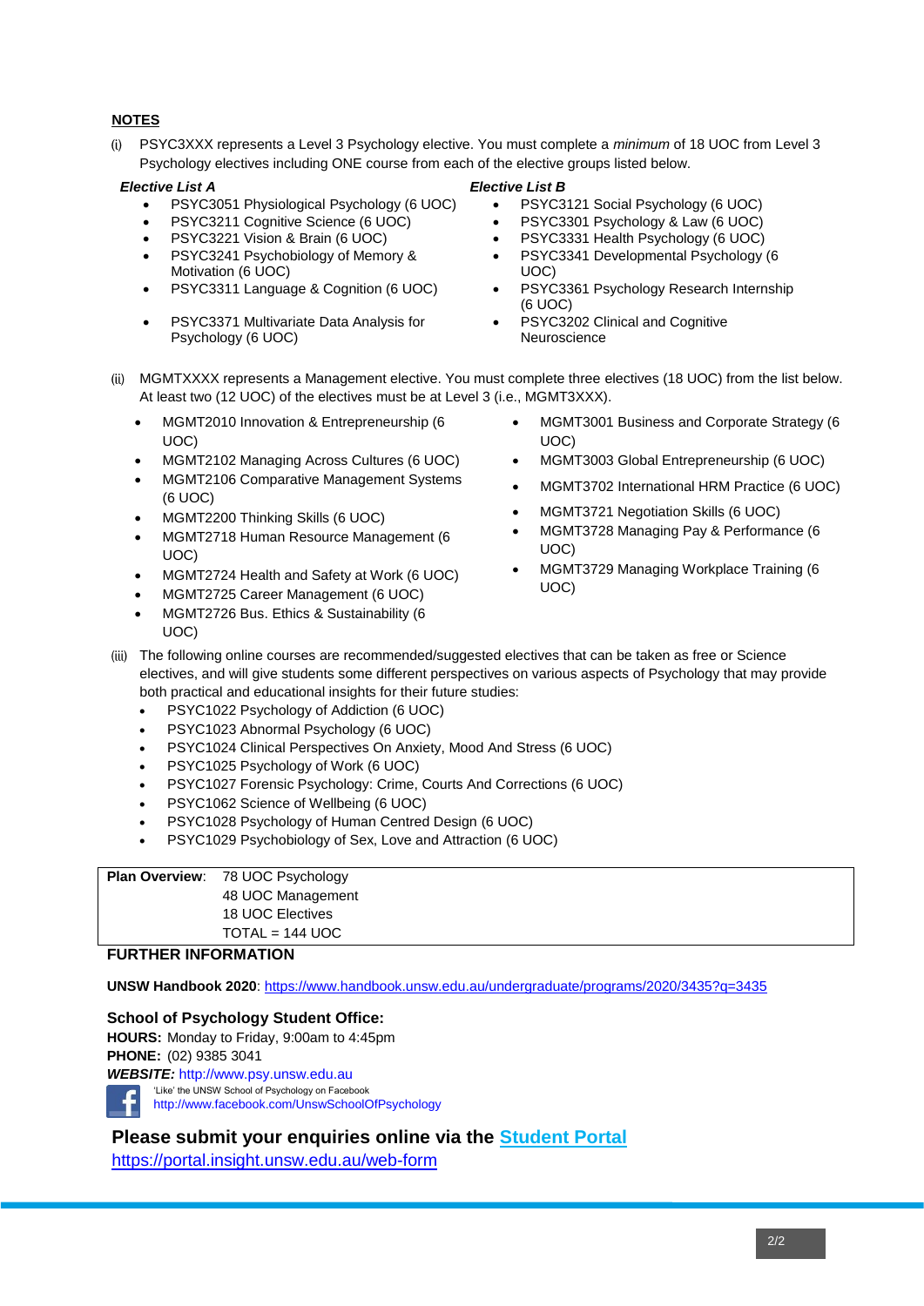**NOTES**

(i) PSYC3XXX represents a Level 3 Psychology elective. You must complete a *minimum* of 18 UOC from Level 3 Psychology electives including ONE course from each of the elective groups listed below.

***Elective List A***

- PSYC3051 Physiological Psychology (6 UOC)
- PSYC3211 Cognitive Science (6 UOC)
- PSYC3221 Vision & Brain (6 UOC)
- PSYC3241 Psychobiology of Memory & Motivation (6 UOC)
- PSYC3311 Language & Cognition (6 UOC)
- PSYC3371 Multivariate Data Analysis for Psychology (6 UOC)

***Elective List B***

- PSYC3121 Social Psychology (6 UOC)
- PSYC3301 Psychology & Law (6 UOC)
- PSYC3331 Health Psychology (6 UOC)
- PSYC3341 Developmental Psychology (6 UOC)
- PSYC3361 Psychology Research Internship (6 UOC)
- PSYC3202 Clinical and Cognitive Neuroscience

(ii) MGMTXXXX represents a Management elective. You must complete three electives (18 UOC) from the list below. At least two (12 UOC) of the electives must be at Level 3 (i.e., MGMT3XXX).

- MGMT2010 Innovation & Entrepreneurship (6 UOC)
- MGMT2102 Managing Across Cultures (6 UOC)
- MGMT2106 Comparative Management Systems (6 UOC)
- MGMT2200 Thinking Skills (6 UOC)
- MGMT2718 Human Resource Management (6 UOC)
- MGMT2724 Health and Safety at Work (6 UOC)
- MGMT2725 Career Management (6 UOC)
- MGMT2726 Bus. Ethics & Sustainability (6 UOC)
- MGMT3001 Business and Corporate Strategy (6 UOC)
- MGMT3003 Global Entrepreneurship (6 UOC)
- MGMT3702 International HRM Practice (6 UOC)
- MGMT3721 Negotiation Skills (6 UOC)
- MGMT3728 Managing Pay & Performance (6 UOC)
- MGMT3729 Managing Workplace Training (6 UOC)

(iii) The following online courses are recommended/suggested electives that can be taken as free or Science electives, and will give students some different perspectives on various aspects of Psychology that may provide both practical and educational insights for their future studies:

- PSYC1022 Psychology of Addiction (6 UOC)
- PSYC1023 Abnormal Psychology (6 UOC)
- PSYC1024 Clinical Perspectives On Anxiety, Mood And Stress (6 UOC)
- PSYC1025 Psychology of Work (6 UOC)
- PSYC1027 Forensic Psychology: Crime, Courts And Corrections (6 UOC)
- PSYC1062 Science of Wellbeing (6 UOC)
- PSYC1028 Psychology of Human Centred Design (6 UOC)
- PSYC1029 Psychobiology of Sex, Love and Attraction (6 UOC)

| | |
|---|---|
| **Plan Overview**: | 78 UOC Psychology |
| | 48 UOC Management |
| | 18 UOC Electives |
| | TOTAL = 144 UOC |

**FURTHER INFORMATION**

**UNSW Handbook 2020**: https://www.handbook.unsw.edu.au/undergraduate/programs/2020/3435?q=3435

**School of Psychology Student Office:**
**HOURS:** Monday to Friday, 9:00am to 4:45pm
**PHONE:** (02) 9385 3041
***WEBSITE:*** http://www.psy.unsw.edu.au

'Like' the UNSW School of Psychology on Facebook
http://www.facebook.com/UnswSchoolOfPsychology

**Please submit your enquiries online via the Student Portal**
https://portal.insight.unsw.edu.au/web-form